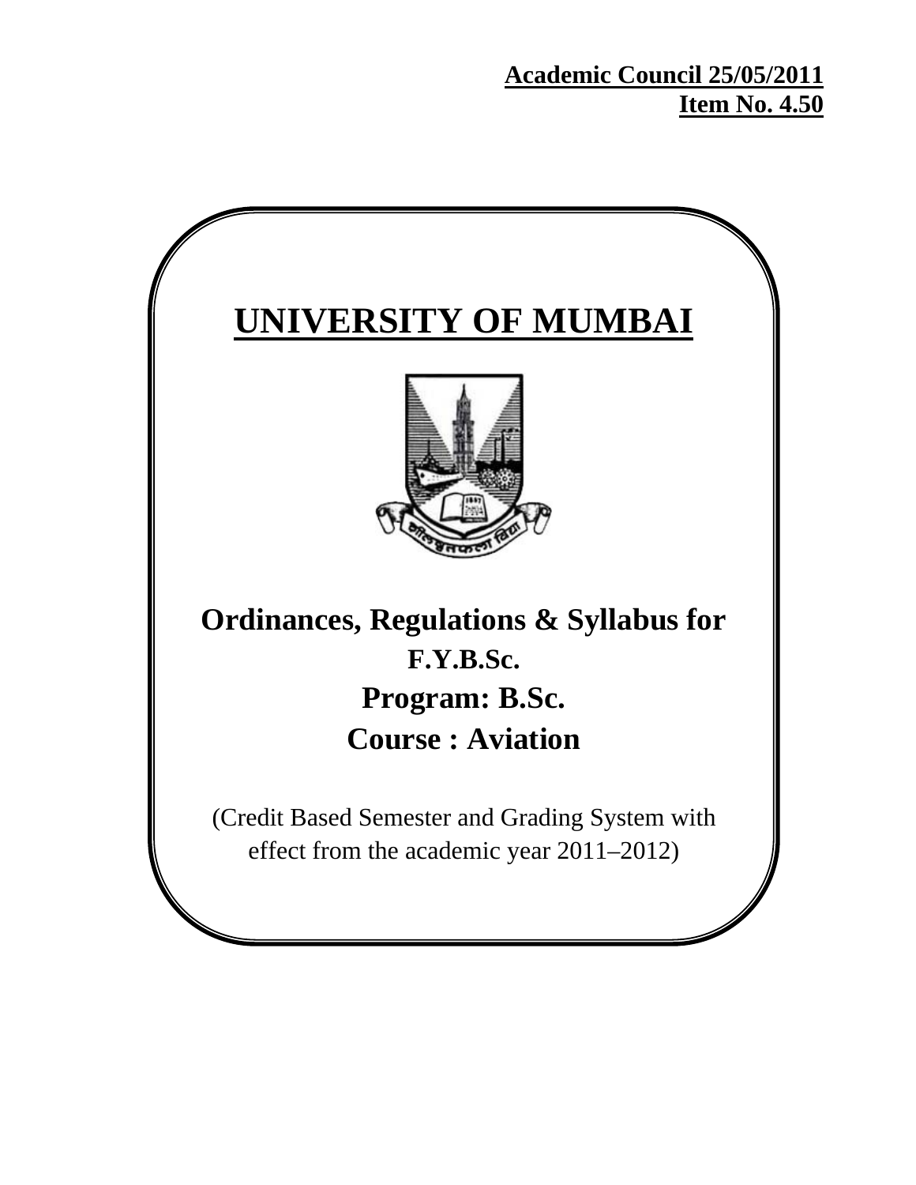**Academic Council 25/05/2011**
**Item No. 4.50**

# UNIVERSITY OF MUMBAI

## Ordinances, Regulations & Syllabus for

### F.Y.B.Sc.

### Program: B.Sc.

### Course : Aviation

(Credit Based Semester and Grading System with effect from the academic year 2011–2012)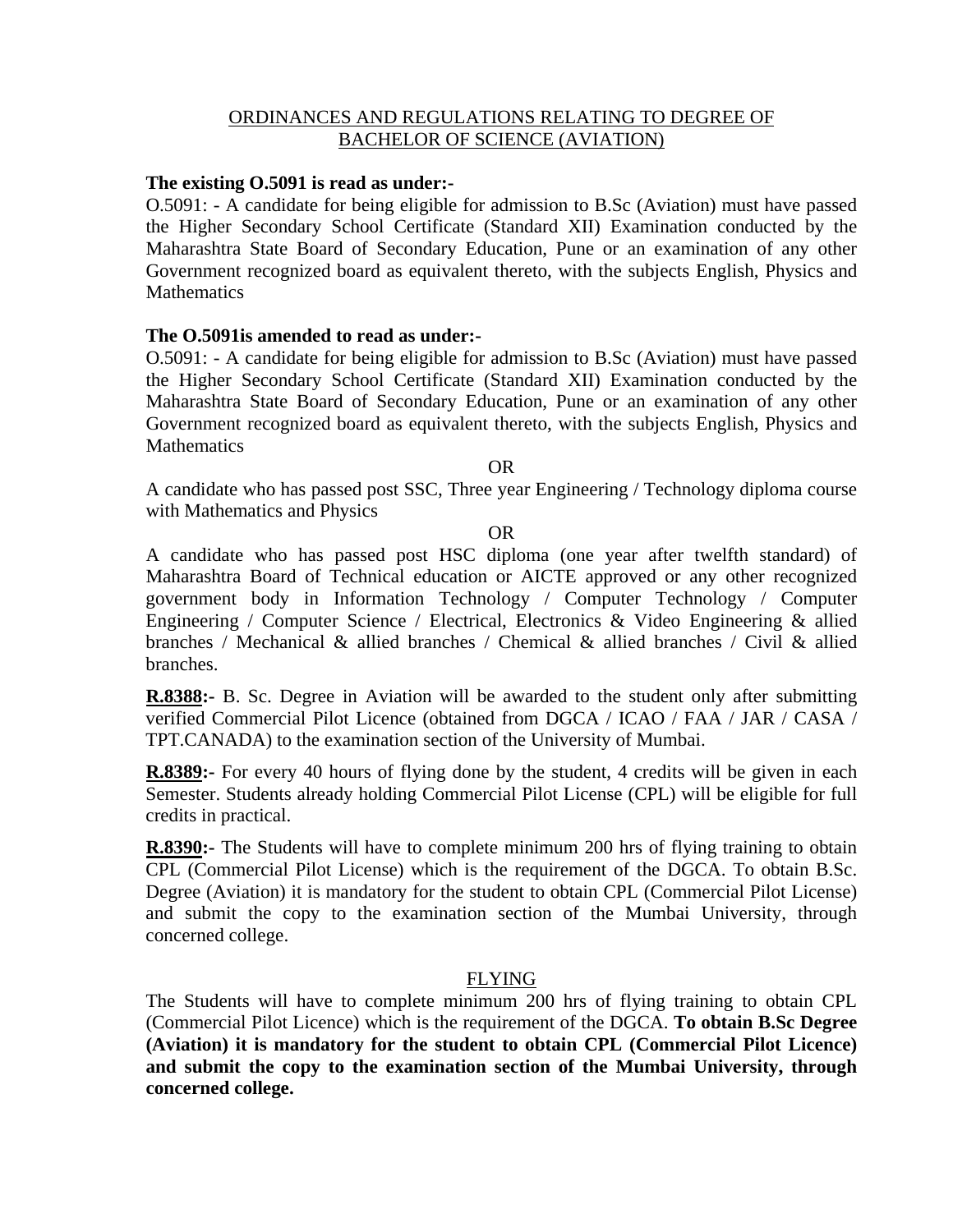## ORDINANCES AND REGULATIONS RELATING TO DEGREE OF BACHELOR OF SCIENCE (AVIATION)

**The existing O.5091 is read as under:-**

O.5091: - A candidate for being eligible for admission to B.Sc (Aviation) must have passed the Higher Secondary School Certificate (Standard XII) Examination conducted by the Maharashtra State Board of Secondary Education, Pune or an examination of any other Government recognized board as equivalent thereto, with the subjects English, Physics and Mathematics

**The O.5091is amended to read as under:-**

O.5091: - A candidate for being eligible for admission to B.Sc (Aviation) must have passed the Higher Secondary School Certificate (Standard XII) Examination conducted by the Maharashtra State Board of Secondary Education, Pune or an examination of any other Government recognized board as equivalent thereto, with the subjects English, Physics and Mathematics

OR

A candidate who has passed post SSC, Three year Engineering / Technology diploma course with Mathematics and Physics

OR

A candidate who has passed post HSC diploma (one year after twelfth standard) of Maharashtra Board of Technical education or AICTE approved or any other recognized government body in Information Technology / Computer Technology / Computer Engineering / Computer Science / Electrical, Electronics & Video Engineering & allied branches / Mechanical & allied branches / Chemical & allied branches / Civil & allied branches.

**R.8388:-** B. Sc. Degree in Aviation will be awarded to the student only after submitting verified Commercial Pilot Licence (obtained from DGCA / ICAO / FAA / JAR / CASA / TPT.CANADA) to the examination section of the University of Mumbai.

**R.8389:-** For every 40 hours of flying done by the student, 4 credits will be given in each Semester. Students already holding Commercial Pilot License (CPL) will be eligible for full credits in practical.

**R.8390:-** The Students will have to complete minimum 200 hrs of flying training to obtain CPL (Commercial Pilot License) which is the requirement of the DGCA. To obtain B.Sc. Degree (Aviation) it is mandatory for the student to obtain CPL (Commercial Pilot License) and submit the copy to the examination section of the Mumbai University, through concerned college.

### FLYING

The Students will have to complete minimum 200 hrs of flying training to obtain CPL (Commercial Pilot Licence) which is the requirement of the DGCA. **To obtain B.Sc Degree (Aviation) it is mandatory for the student to obtain CPL (Commercial Pilot Licence) and submit the copy to the examination section of the Mumbai University, through concerned college.**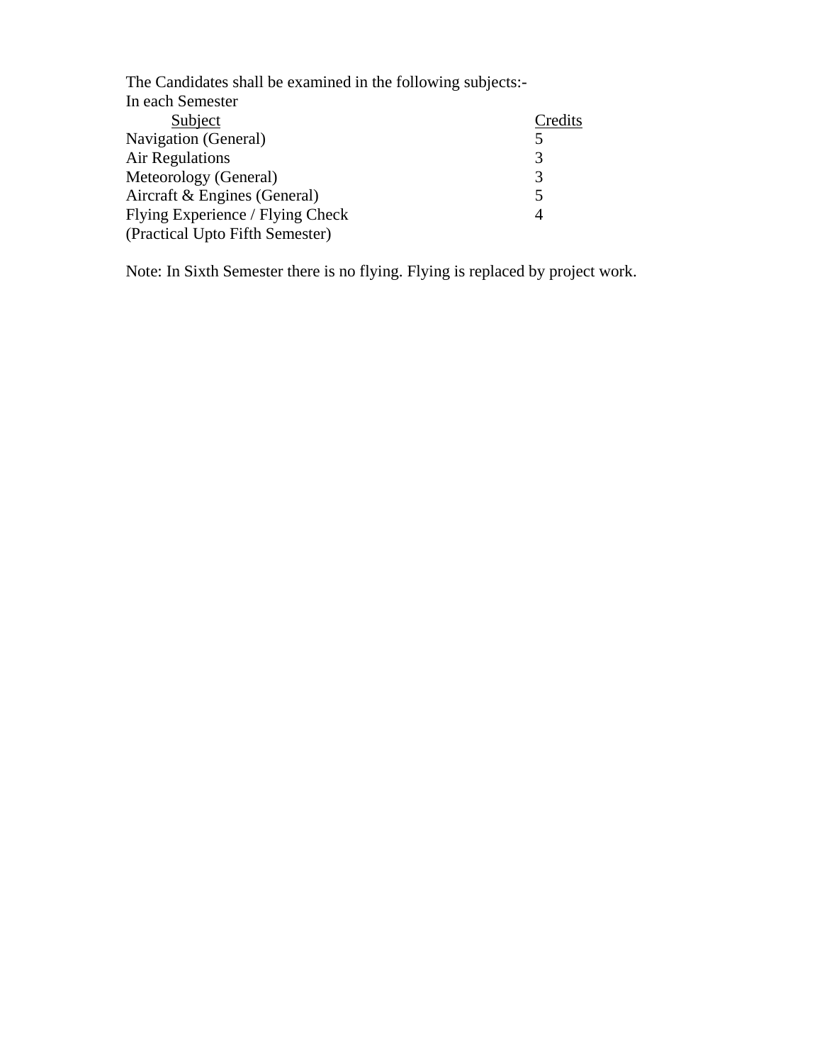The Candidates shall be examined in the following subjects:-

In each Semester

| Subject | Credits |
| --- | --- |
| Navigation (General) | 5 |
| Air Regulations | 3 |
| Meteorology (General) | 3 |
| Aircraft & Engines (General) | 5 |
| Flying Experience / Flying Check (Practical Upto Fifth Semester) | 4 |

Note: In Sixth Semester there is no flying. Flying is replaced by project work.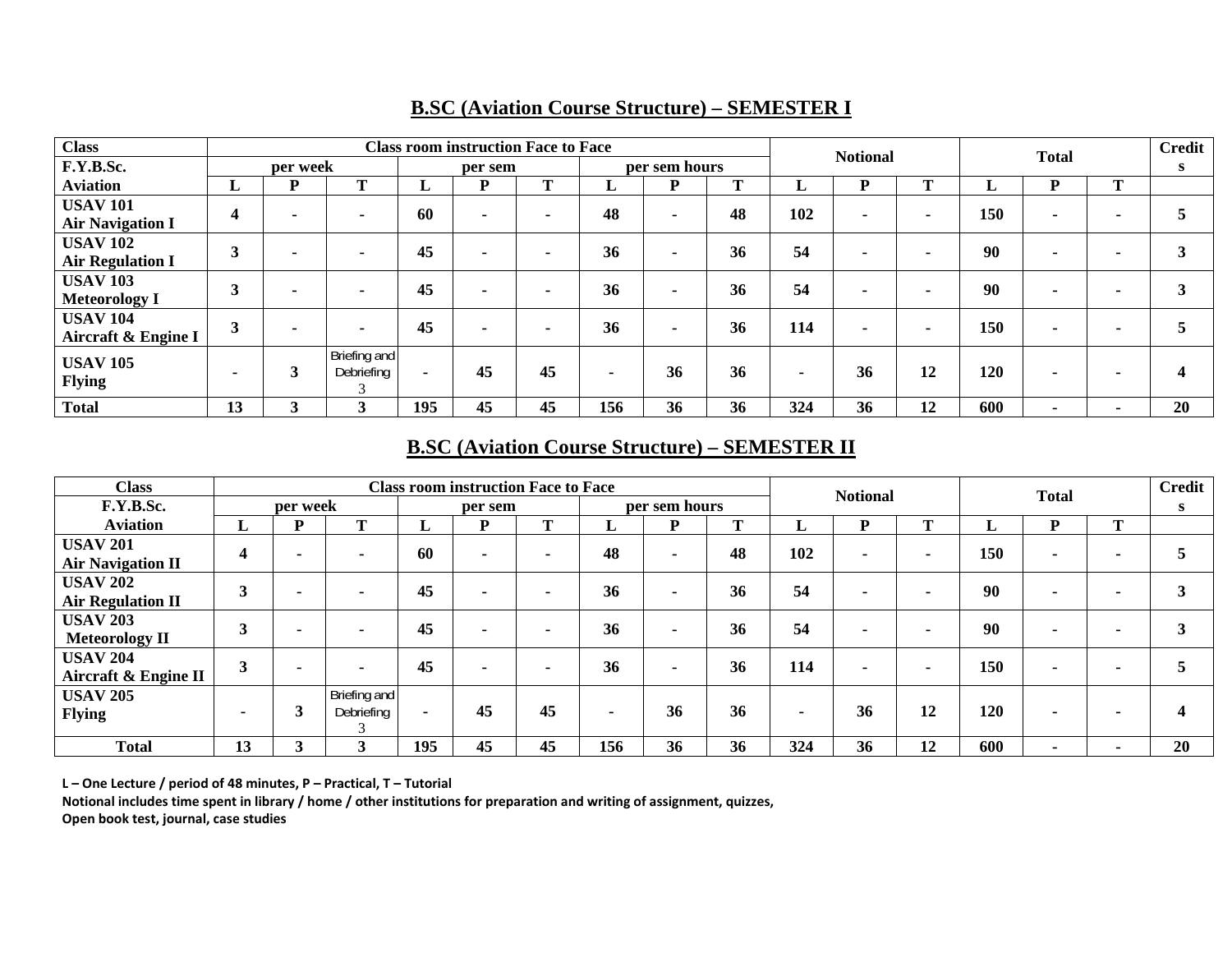## B.SC (Aviation Course Structure) – SEMESTER I

| Class | Class room instruction Face to Face | | | | | | | | | Notional | | | Total | | | Credits |
|---|---|---|---|---|---|---|---|---|---|---|---|---|---|---|---|---|
| F.Y.B.Sc. | per week | | | per sem | | | per sem hours | | | | | | | | | |
| Aviation | L | P | T | L | P | T | L | P | T | L | P | T | L | P | T | |
| USAV 101 Air Navigation I | 4 | - | - | 60 | - | - | 48 | - | 48 | 102 | - | - | 150 | - | - | 5 |
| USAV 102 Air Regulation I | 3 | - | - | 45 | - | - | 36 | - | 36 | 54 | - | - | 90 | - | - | 3 |
| USAV 103 Meteorology I | 3 | - | - | 45 | - | - | 36 | - | 36 | 54 | - | - | 90 | - | - | 3 |
| USAV 104 Aircraft & Engine I | 3 | - | - | 45 | - | - | 36 | - | 36 | 114 | - | - | 150 | - | - | 5 |
| USAV 105 Flying | - | 3 | Briefing and Debriefing 3 | - | 45 | 45 | - | 36 | 36 | - | 36 | 12 | 120 | - | - | 4 |
| Total | 13 | 3 | 3 | 195 | 45 | 45 | 156 | 36 | 36 | 324 | 36 | 12 | 600 | - | - | 20 |

## B.SC (Aviation Course Structure) – SEMESTER II

| Class | Class room instruction Face to Face | | | | | | | | | Notional | | | Total | | | Credits |
|---|---|---|---|---|---|---|---|---|---|---|---|---|---|---|---|---|
| F.Y.B.Sc. | per week | | | per sem | | | per sem hours | | | | | | | | | |
| Aviation | L | P | T | L | P | T | L | P | T | L | P | T | L | P | T | |
| USAV 201 Air Navigation II | 4 | - | - | 60 | - | - | 48 | - | 48 | 102 | - | - | 150 | - | - | 5 |
| USAV 202 Air Regulation II | 3 | - | - | 45 | - | - | 36 | - | 36 | 54 | - | - | 90 | - | - | 3 |
| USAV 203 Meteorology II | 3 | - | - | 45 | - | - | 36 | - | 36 | 54 | - | - | 90 | - | - | 3 |
| USAV 204 Aircraft & Engine II | 3 | - | - | 45 | - | - | 36 | - | 36 | 114 | - | - | 150 | - | - | 5 |
| USAV 205 Flying | - | 3 | Briefing and Debriefing 3 | - | 45 | 45 | - | 36 | 36 | - | 36 | 12 | 120 | - | - | 4 |
| Total | 13 | 3 | 3 | 195 | 45 | 45 | 156 | 36 | 36 | 324 | 36 | 12 | 600 | - | - | 20 |

**L – One Lecture / period of 48 minutes, P – Practical, T – Tutorial**
**Notional includes time spent in library / home / other institutions for preparation and writing of assignment, quizzes, Open book test, journal, case studies**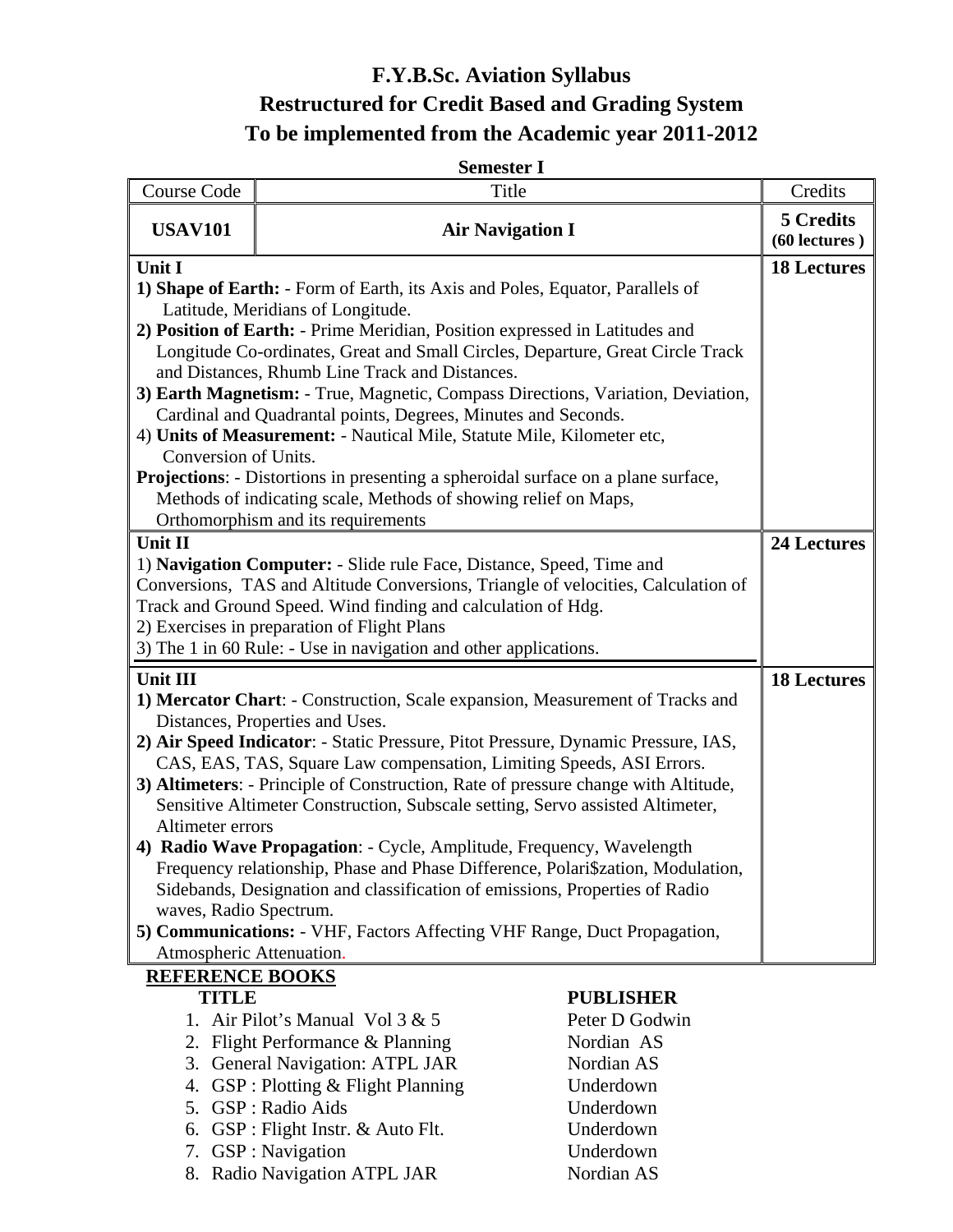# F.Y.B.Sc. Aviation Syllabus

## Restructured for Credit Based and Grading System

## To be implemented from the Academic year 2011-2012

**Semester I**

| Course Code | Title | Credits |
|---|---|---|
| **USAV101** | **Air Navigation I** | **5 Credits (60 lectures )** |
| **Unit I**<br>**1) Shape of Earth:** - Form of Earth, its Axis and Poles, Equator, Parallels of Latitude, Meridians of Longitude.<br>**2) Position of Earth:** - Prime Meridian, Position expressed in Latitudes and Longitude Co-ordinates, Great and Small Circles, Departure, Great Circle Track and Distances, Rhumb Line Track and Distances.<br>**3) Earth Magnetism:** - True, Magnetic, Compass Directions, Variation, Deviation, Cardinal and Quadrantal points, Degrees, Minutes and Seconds.<br>4) **Units of Measurement:** - Nautical Mile, Statute Mile, Kilometer etc, Conversion of Units.<br>**Projections**: - Distortions in presenting a spheroidal surface on a plane surface, Methods of indicating scale, Methods of showing relief on Maps, Orthomorphism and its requirements | | **18 Lectures** |
| **Unit II**<br>1) **Navigation Computer:** - Slide rule Face, Distance, Speed, Time and Conversions, TAS and Altitude Conversions, Triangle of velocities, Calculation of Track and Ground Speed. Wind finding and calculation of Hdg.<br>2) Exercises in preparation of Flight Plans<br>3) The 1 in 60 Rule: - Use in navigation and other applications. | | **24 Lectures** |
| **Unit III**<br>**1) Mercator Chart**: - Construction, Scale expansion, Measurement of Tracks and Distances, Properties and Uses.<br>**2) Air Speed Indicator**: - Static Pressure, Pitot Pressure, Dynamic Pressure, IAS, CAS, EAS, TAS, Square Law compensation, Limiting Speeds, ASI Errors.<br>**3) Altimeters**: - Principle of Construction, Rate of pressure change with Altitude, Sensitive Altimeter Construction, Subscale setting, Servo assisted Altimeter, Altimeter errors<br>**4) Radio Wave Propagation**: - Cycle, Amplitude, Frequency, Wavelength Frequency relationship, Phase and Phase Difference, Polari$zation, Modulation, Sidebands, Designation and classification of emissions, Properties of Radio waves, Radio Spectrum.<br>**5) Communications:** - VHF, Factors Affecting VHF Range, Duct Propagation, Atmospheric Attenuation. | | **18 Lectures** |

**REFERENCE BOOKS**

| TITLE | PUBLISHER |
|---|---|
| 1. Air Pilot's Manual Vol 3 & 5 | Peter D Godwin |
| 2. Flight Performance & Planning | Nordian AS |
| 3. General Navigation: ATPL JAR | Nordian AS |
| 4. GSP : Plotting & Flight Planning | Underdown |
| 5. GSP : Radio Aids | Underdown |
| 6. GSP : Flight Instr. & Auto Flt. | Underdown |
| 7. GSP : Navigation | Underdown |
| 8. Radio Navigation ATPL JAR | Nordian AS |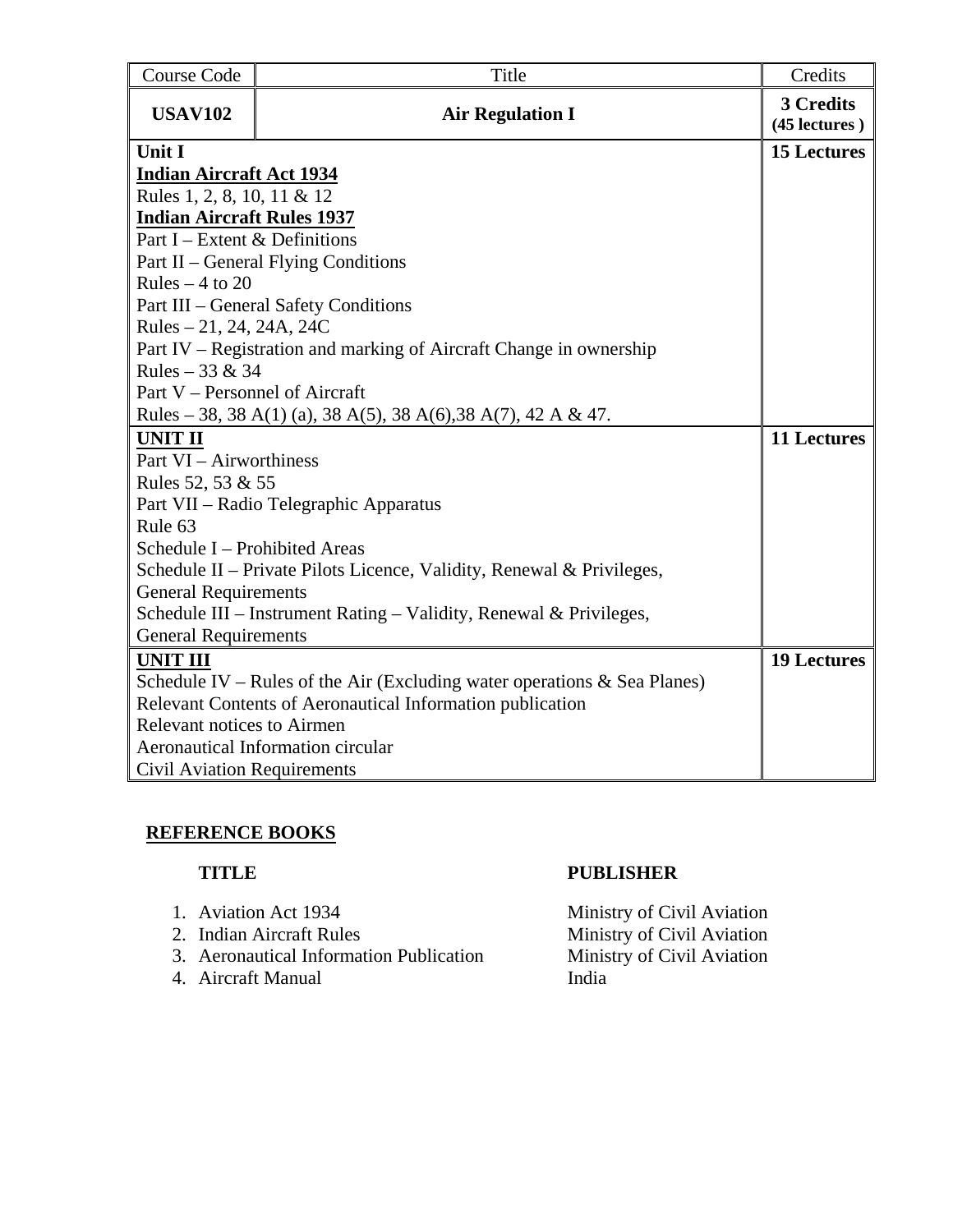| Course Code | Title | Credits |
|---|---|---|
| **USAV102** | **Air Regulation I** | **3 Credits (45 lectures )** |
| **Unit I**<br>**Indian Aircraft Act 1934**<br>Rules 1, 2, 8, 10, 11 & 12<br>**Indian Aircraft Rules 1937**<br>Part I – Extent & Definitions<br>Part II – General Flying Conditions<br>Rules – 4 to 20<br>Part III – General Safety Conditions<br>Rules – 21, 24, 24A, 24C<br>Part IV – Registration and marking of Aircraft Change in ownership<br>Rules – 33 & 34<br>Part V – Personnel of Aircraft<br>Rules – 38, 38 A(1) (a), 38 A(5), 38 A(6),38 A(7), 42 A & 47. | | **15 Lectures** |
| **UNIT II**<br>Part VI – Airworthiness<br>Rules 52, 53 & 55<br>Part VII – Radio Telegraphic Apparatus<br>Rule 63<br>Schedule I – Prohibited Areas<br>Schedule II – Private Pilots Licence, Validity, Renewal & Privileges, General Requirements<br>Schedule III – Instrument Rating – Validity, Renewal & Privileges, General Requirements | | **11 Lectures** |
| **UNIT III**<br>Schedule IV – Rules of the Air (Excluding water operations & Sea Planes)<br>Relevant Contents of Aeronautical Information publication<br>Relevant notices to Airmen<br>Aeronautical Information circular<br>Civil Aviation Requirements | | **19 Lectures** |

## REFERENCE BOOKS

| TITLE | PUBLISHER |
|---|---|
| 1. Aviation Act 1934 | Ministry of Civil Aviation |
| 2. Indian Aircraft Rules | Ministry of Civil Aviation |
| 3. Aeronautical Information Publication | Ministry of Civil Aviation |
| 4. Aircraft Manual | India |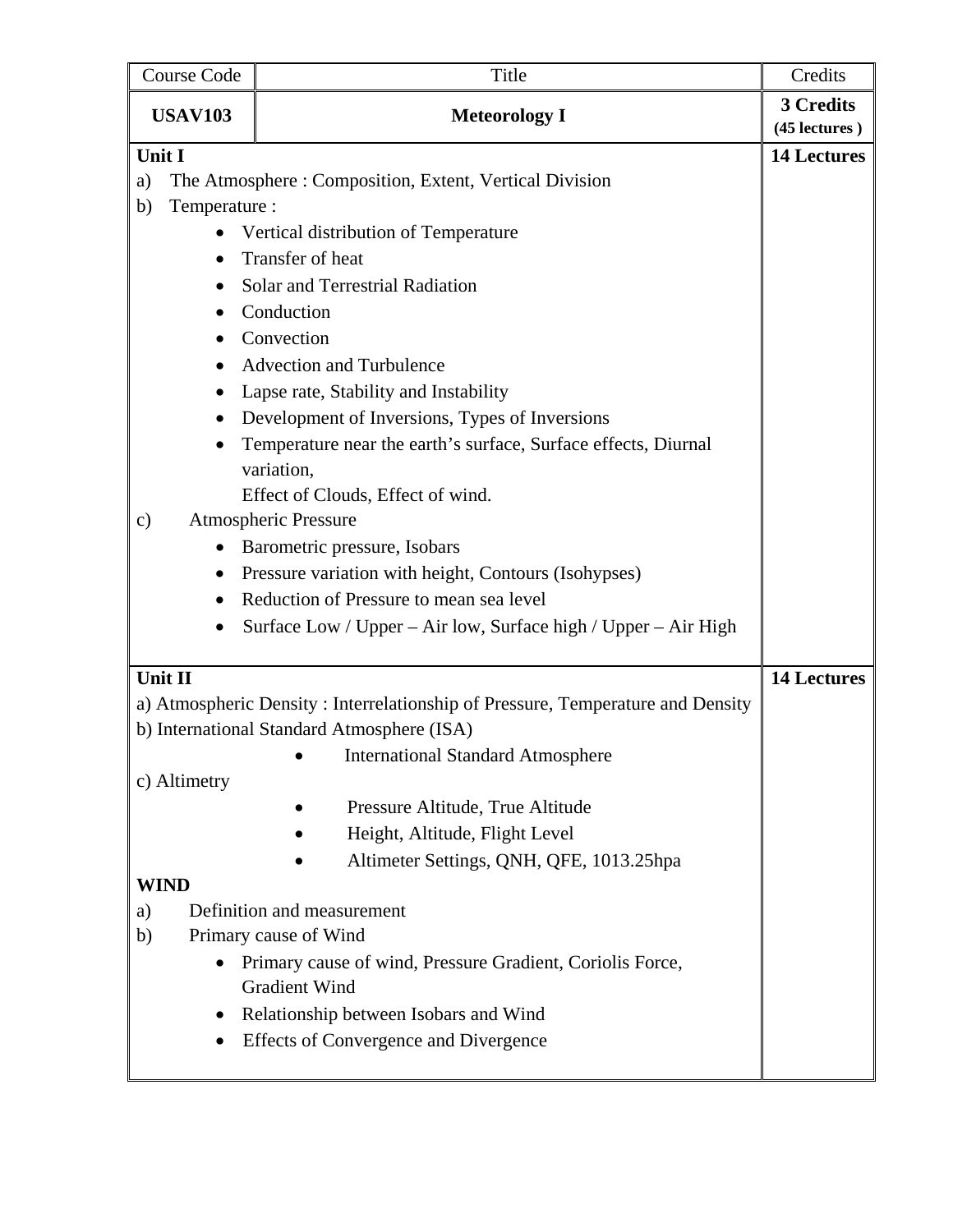| Course Code | Title | Credits |
|---|---|---|
| **USAV103** | **Meteorology I** | **3 Credits** (45 lectures ) |

**Unit I** — **14 Lectures**

a) The Atmosphere : Composition, Extent, Vertical Division

b) Temperature :

- Vertical distribution of Temperature
- Transfer of heat
- Solar and Terrestrial Radiation
- Conduction
- Convection
- Advection and Turbulence
- Lapse rate, Stability and Instability
- Development of Inversions, Types of Inversions
- Temperature near the earth's surface, Surface effects, Diurnal variation,
  Effect of Clouds, Effect of wind.

c) Atmospheric Pressure

- Barometric pressure, Isobars
- Pressure variation with height, Contours (Isohypses)
- Reduction of Pressure to mean sea level
- Surface Low / Upper – Air low, Surface high / Upper – Air High

**Unit II** — **14 Lectures**

a) Atmospheric Density : Interrelationship of Pressure, Temperature and Density

b) International Standard Atmosphere (ISA)

- International Standard Atmosphere

c) Altimetry

- Pressure Altitude, True Altitude
- Height, Altitude, Flight Level
- Altimeter Settings, QNH, QFE, 1013.25hpa

**WIND**

a) Definition and measurement

b) Primary cause of Wind

- Primary cause of wind, Pressure Gradient, Coriolis Force, Gradient Wind
- Relationship between Isobars and Wind
- Effects of Convergence and Divergence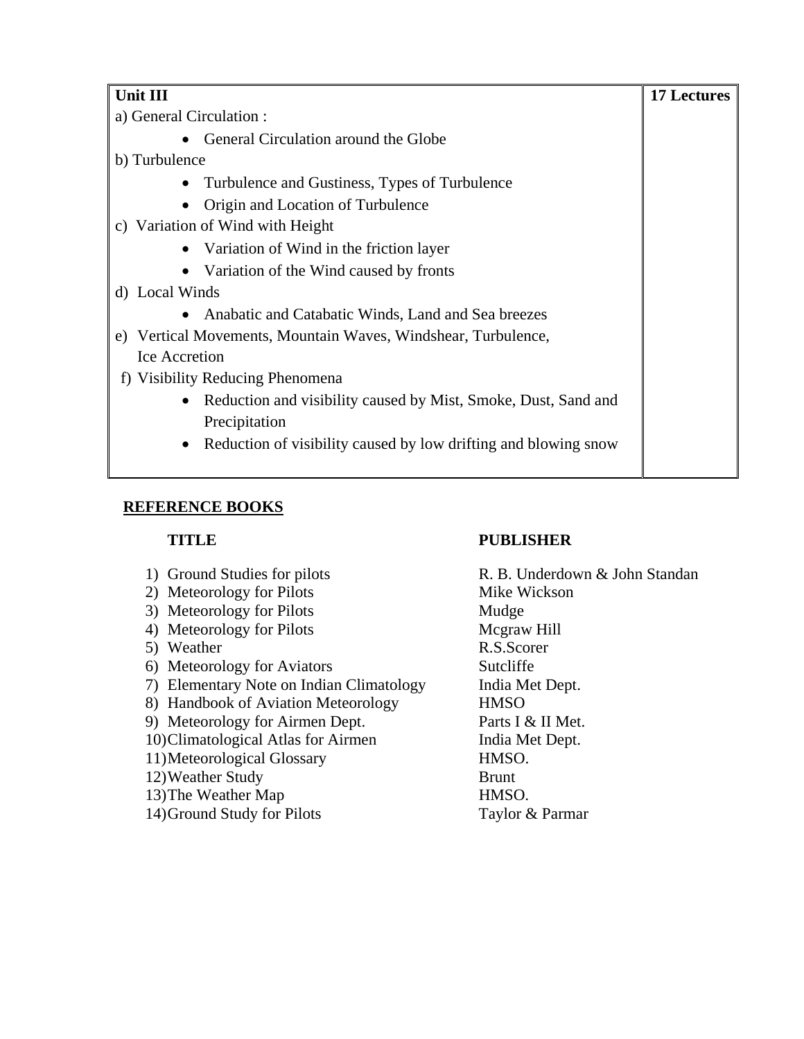| Unit III | 17 Lectures |
|---|---|
| a) General Circulation :<br>• General Circulation around the Globe<br>b) Turbulence<br>• Turbulence and Gustiness, Types of Turbulence<br>• Origin and Location of Turbulence<br>c) Variation of Wind with Height<br>• Variation of Wind in the friction layer<br>• Variation of the Wind caused by fronts<br>d) Local Winds<br>• Anabatic and Catabatic Winds, Land and Sea breezes<br>e) Vertical Movements, Mountain Waves, Windshear, Turbulence, Ice Accretion<br>f) Visibility Reducing Phenomena<br>• Reduction and visibility caused by Mist, Smoke, Dust, Sand and Precipitation<br>• Reduction of visibility caused by low drifting and blowing snow | |

## REFERENCE BOOKS

| | TITLE | PUBLISHER |
|---|---|---|
| 1) | Ground Studies for pilots | R. B. Underdown & John Standan |
| 2) | Meteorology for Pilots | Mike Wickson |
| 3) | Meteorology for Pilots | Mudge |
| 4) | Meteorology for Pilots | Mcgraw Hill |
| 5) | Weather | R.S.Scorer |
| 6) | Meteorology for Aviators | Sutcliffe |
| 7) | Elementary Note on Indian Climatology | India Met Dept. |
| 8) | Handbook of Aviation Meteorology | HMSO |
| 9) | Meteorology for Airmen Dept. | Parts I & II Met. |
| 10) | Climatological Atlas for Airmen | India Met Dept. |
| 11) | Meteorological Glossary | HMSO. |
| 12) | Weather Study | Brunt |
| 13) | The Weather Map | HMSO. |
| 14) | Ground Study for Pilots | Taylor & Parmar |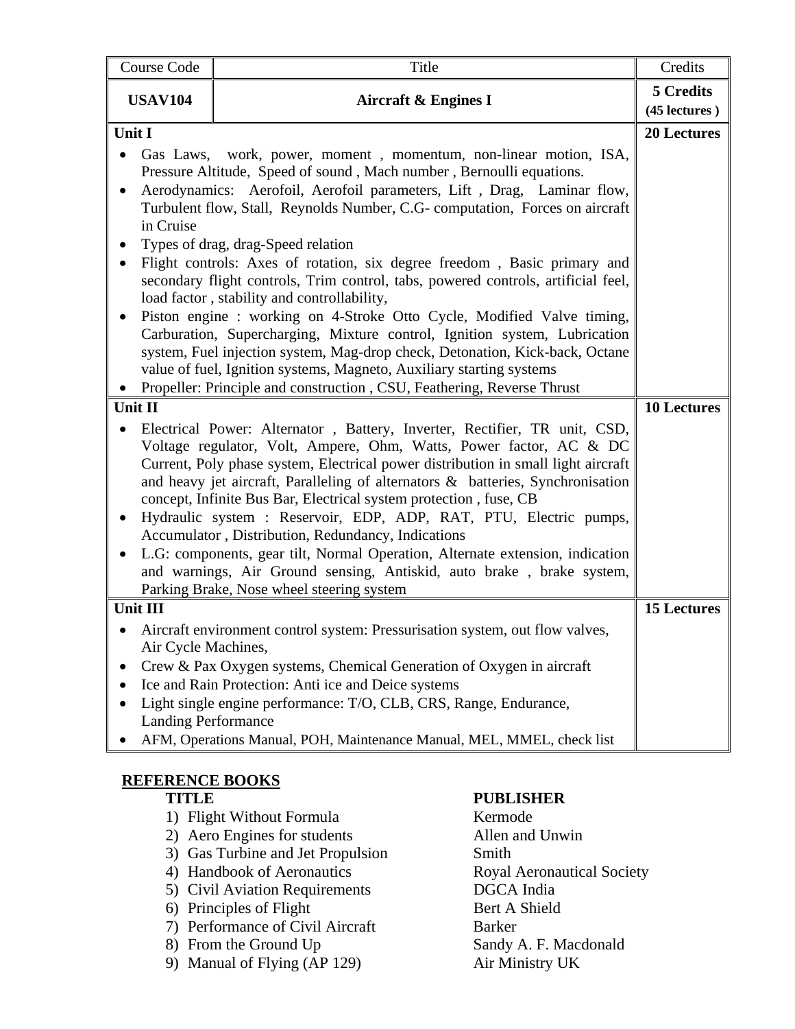| Course Code | Title | Credits |
|---|---|---|
| **USAV104** | **Aircraft & Engines I** | **5 Credits (45 lectures )** |
| **Unit I** | | **20 Lectures** |
| • Gas Laws, work, power, moment , momentum, non-linear motion, ISA, Pressure Altitude, Speed of sound , Mach number , Bernoulli equations.<br>• Aerodynamics: Aerofoil, Aerofoil parameters, Lift , Drag, Laminar flow, Turbulent flow, Stall, Reynolds Number, C.G- computation, Forces on aircraft in Cruise<br>• Types of drag, drag-Speed relation<br>• Flight controls: Axes of rotation, six degree freedom , Basic primary and secondary flight controls, Trim control, tabs, powered controls, artificial feel, load factor , stability and controllability,<br>• Piston engine : working on 4-Stroke Otto Cycle, Modified Valve timing, Carburation, Supercharging, Mixture control, Ignition system, Lubrication system, Fuel injection system, Mag-drop check, Detonation, Kick-back, Octane value of fuel, Ignition systems, Magneto, Auxiliary starting systems<br>• Propeller: Principle and construction , CSU, Feathering, Reverse Thrust | | |
| **Unit II** | | **10 Lectures** |
| • Electrical Power: Alternator , Battery, Inverter, Rectifier, TR unit, CSD, Voltage regulator, Volt, Ampere, Ohm, Watts, Power factor, AC & DC Current, Poly phase system, Electrical power distribution in small light aircraft and heavy jet aircraft, Paralleling of alternators & batteries, Synchronisation concept, Infinite Bus Bar, Electrical system protection , fuse, CB<br>• Hydraulic system : Reservoir, EDP, ADP, RAT, PTU, Electric pumps, Accumulator , Distribution, Redundancy, Indications<br>• L.G: components, gear tilt, Normal Operation, Alternate extension, indication and warnings, Air Ground sensing, Antiskid, auto brake , brake system, Parking Brake, Nose wheel steering system | | |
| **Unit III** | | **15 Lectures** |
| • Aircraft environment control system: Pressurisation system, out flow valves, Air Cycle Machines,<br>• Crew & Pax Oxygen systems, Chemical Generation of Oxygen in aircraft<br>• Ice and Rain Protection: Anti ice and Deice systems<br>• Light single engine performance: T/O, CLB, CRS, Range, Endurance, Landing Performance<br>• AFM, Operations Manual, POH, Maintenance Manual, MEL, MMEL, check list | | |

## REFERENCE BOOKS

| TITLE | PUBLISHER |
|---|---|
| 1) Flight Without Formula | Kermode |
| 2) Aero Engines for students | Allen and Unwin |
| 3) Gas Turbine and Jet Propulsion | Smith |
| 4) Handbook of Aeronautics | Royal Aeronautical Society |
| 5) Civil Aviation Requirements | DGCA India |
| 6) Principles of Flight | Bert A Shield |
| 7) Performance of Civil Aircraft | Barker |
| 8) From the Ground Up | Sandy A. F. Macdonald |
| 9) Manual of Flying (AP 129) | Air Ministry UK |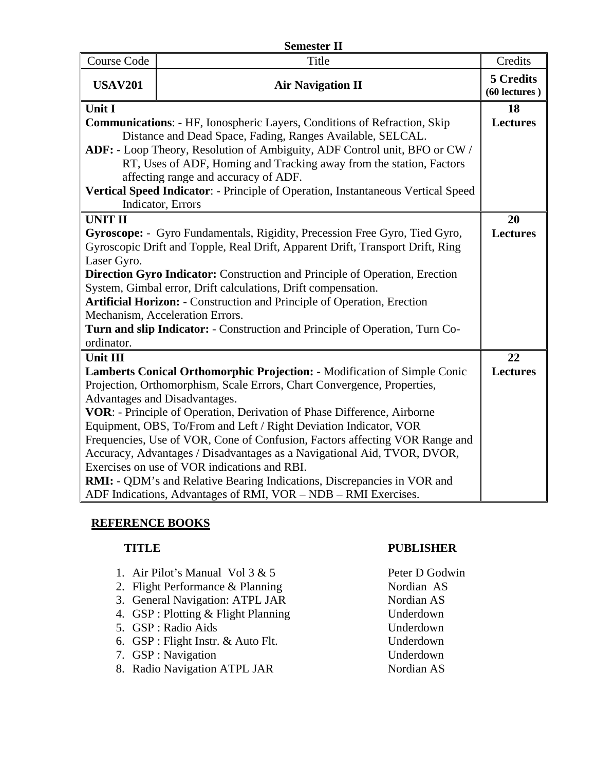**Semester II**

| Course Code | Title | Credits |
|---|---|---|
| **USAV201** | **Air Navigation II** | **5 Credits (60 lectures )** |
| **Unit I**<br>**Communications**: - HF, Ionospheric Layers, Conditions of Refraction, Skip Distance and Dead Space, Fading, Ranges Available, SELCAL.<br>**ADF:** - Loop Theory, Resolution of Ambiguity, ADF Control unit, BFO or CW / RT, Uses of ADF, Homing and Tracking away from the station, Factors affecting range and accuracy of ADF.<br>**Vertical Speed Indicator**: - Principle of Operation, Instantaneous Vertical Speed Indicator, Errors | | **18 Lectures** |
| **UNIT II**<br>**Gyroscope:** - Gyro Fundamentals, Rigidity, Precession Free Gyro, Tied Gyro, Gyroscopic Drift and Topple, Real Drift, Apparent Drift, Transport Drift, Ring Laser Gyro.<br>**Direction Gyro Indicator:** Construction and Principle of Operation, Erection System, Gimbal error, Drift calculations, Drift compensation.<br>**Artificial Horizon:** - Construction and Principle of Operation, Erection Mechanism, Acceleration Errors.<br>**Turn and slip Indicator:** - Construction and Principle of Operation, Turn Co-ordinator. | | **20 Lectures** |
| **Unit III**<br>**Lamberts Conical Orthomorphic Projection:** - Modification of Simple Conic Projection, Orthomorphism, Scale Errors, Chart Convergence, Properties, Advantages and Disadvantages.<br>**VOR**: - Principle of Operation, Derivation of Phase Difference, Airborne Equipment, OBS, To/From and Left / Right Deviation Indicator, VOR Frequencies, Use of VOR, Cone of Confusion, Factors affecting VOR Range and Accuracy, Advantages / Disadvantages as a Navigational Aid, TVOR, DVOR, Exercises on use of VOR indications and RBI.<br>**RMI:** - QDM's and Relative Bearing Indications, Discrepancies in VOR and ADF Indications, Advantages of RMI, VOR – NDB – RMI Exercises. | | **22 Lectures** |

## REFERENCE BOOKS

| TITLE | PUBLISHER |
|---|---|
| 1. Air Pilot's Manual Vol 3 & 5 | Peter D Godwin |
| 2. Flight Performance & Planning | Nordian AS |
| 3. General Navigation: ATPL JAR | Nordian AS |
| 4. GSP : Plotting & Flight Planning | Underdown |
| 5. GSP : Radio Aids | Underdown |
| 6. GSP : Flight Instr. & Auto Flt. | Underdown |
| 7. GSP : Navigation | Underdown |
| 8. Radio Navigation ATPL JAR | Nordian AS |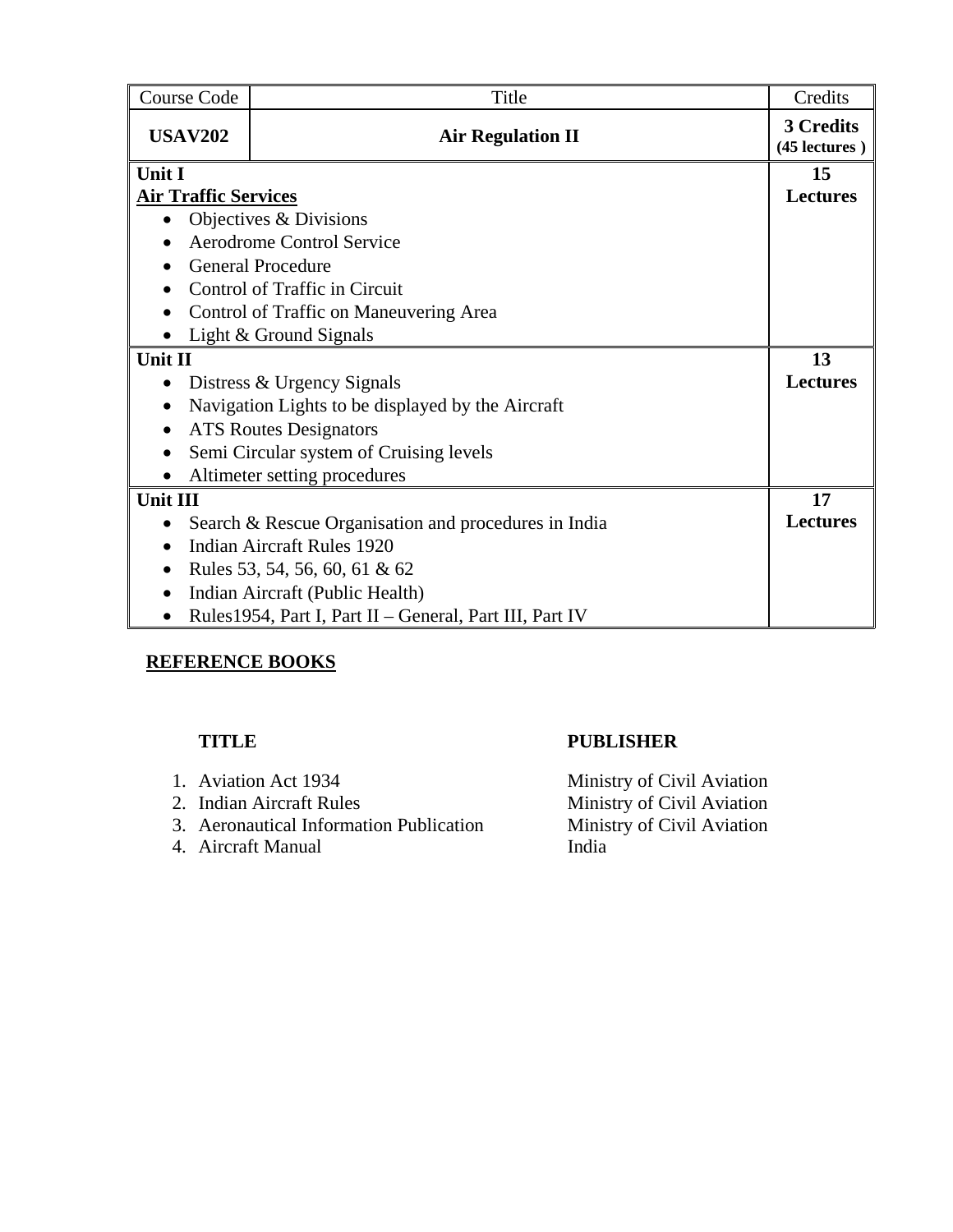| Course Code | Title | Credits |
|---|---|---|
| **USAV202** | **Air Regulation II** | **3 Credits (45 lectures )** |
| **Unit I**<br>**Air Traffic Services**<br>• Objectives & Divisions<br>• Aerodrome Control Service<br>• General Procedure<br>• Control of Traffic in Circuit<br>• Control of Traffic on Maneuvering Area<br>• Light & Ground Signals | | **15 Lectures** |
| **Unit II**<br>• Distress & Urgency Signals<br>• Navigation Lights to be displayed by the Aircraft<br>• ATS Routes Designators<br>• Semi Circular system of Cruising levels<br>• Altimeter setting procedures | | **13 Lectures** |
| **Unit III**<br>• Search & Rescue Organisation and procedures in India<br>• Indian Aircraft Rules 1920<br>• Rules 53, 54, 56, 60, 61 & 62<br>• Indian Aircraft (Public Health)<br>• Rules1954, Part I, Part II – General, Part III, Part IV | | **17 Lectures** |

**REFERENCE BOOKS**

| TITLE | PUBLISHER |
|---|---|
| 1. Aviation Act 1934 | Ministry of Civil Aviation |
| 2. Indian Aircraft Rules | Ministry of Civil Aviation |
| 3. Aeronautical Information Publication | Ministry of Civil Aviation |
| 4. Aircraft Manual | India |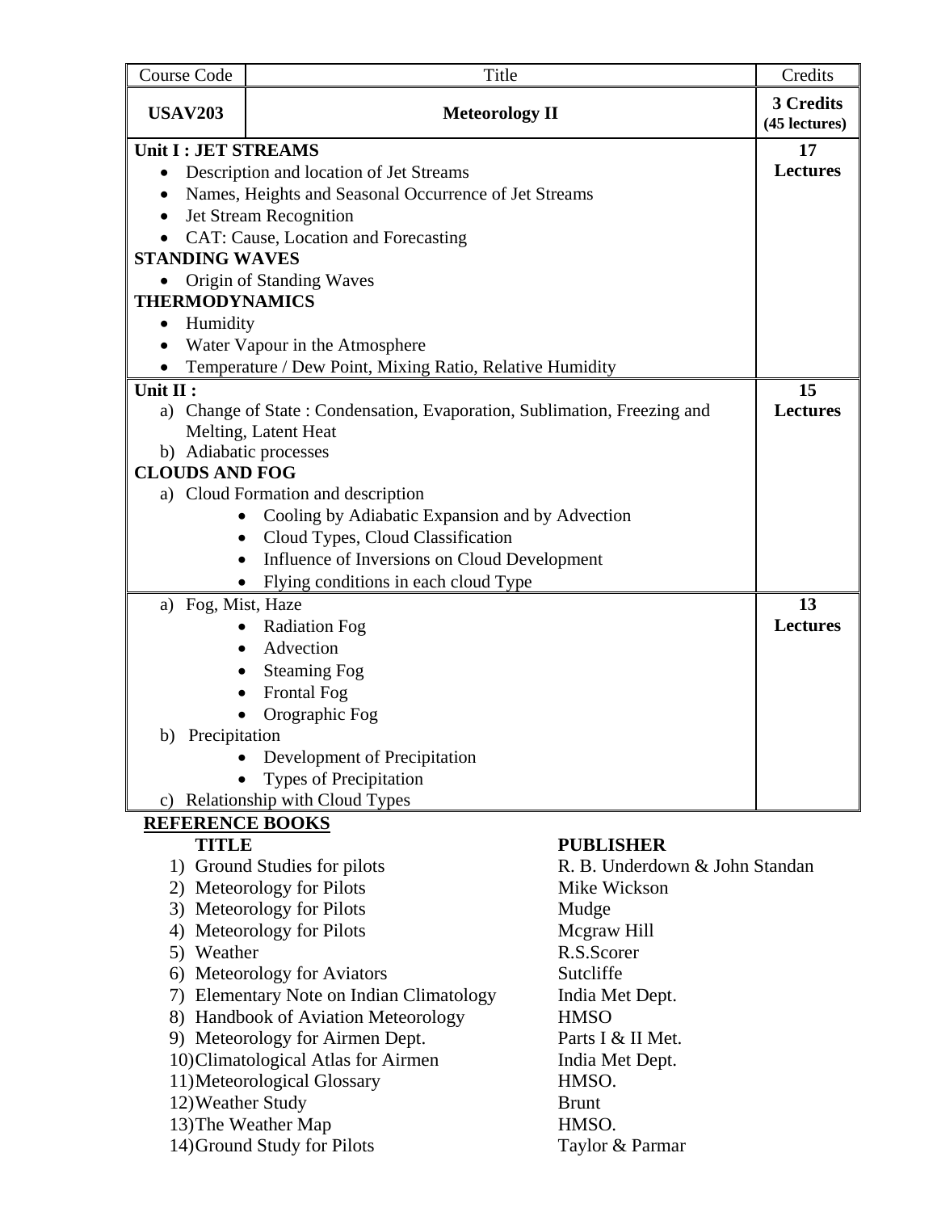| Course Code | Title | Credits |
| --- | --- | --- |
| **USAV203** | **Meteorology II** | **3 Credits (45 lectures)** |
| **Unit I : JET STREAMS**<br>• Description and location of Jet Streams<br>• Names, Heights and Seasonal Occurrence of Jet Streams<br>• Jet Stream Recognition<br>• CAT: Cause, Location and Forecasting<br>**STANDING WAVES**<br>• Origin of Standing Waves<br>**THERMODYNAMICS**<br>• Humidity<br>• Water Vapour in the Atmosphere<br>• Temperature / Dew Point, Mixing Ratio, Relative Humidity | | **17 Lectures** |
| **Unit II :**<br>a) Change of State : Condensation, Evaporation, Sublimation, Freezing and Melting, Latent Heat<br>b) Adiabatic processes<br>**CLOUDS AND FOG**<br>a) Cloud Formation and description<br>• Cooling by Adiabatic Expansion and by Advection<br>• Cloud Types, Cloud Classification<br>• Influence of Inversions on Cloud Development<br>• Flying conditions in each cloud Type | | **15 Lectures** |
| a) Fog, Mist, Haze<br>• Radiation Fog<br>• Advection<br>• Steaming Fog<br>• Frontal Fog<br>• Orographic Fog<br>b) Precipitation<br>• Development of Precipitation<br>• Types of Precipitation<br>c) Relationship with Cloud Types | | **13 Lectures** |

**REFERENCE BOOKS**

| TITLE | PUBLISHER |
| --- | --- |
| 1) Ground Studies for pilots | R. B. Underdown & John Standan |
| 2) Meteorology for Pilots | Mike Wickson |
| 3) Meteorology for Pilots | Mudge |
| 4) Meteorology for Pilots | Mcgraw Hill |
| 5) Weather | R.S.Scorer |
| 6) Meteorology for Aviators | Sutcliffe |
| 7) Elementary Note on Indian Climatology | India Met Dept. |
| 8) Handbook of Aviation Meteorology | HMSO |
| 9) Meteorology for Airmen Dept. | Parts I & II Met. |
| 10) Climatological Atlas for Airmen | India Met Dept. |
| 11) Meteorological Glossary | HMSO. |
| 12) Weather Study | Brunt |
| 13) The Weather Map | HMSO. |
| 14) Ground Study for Pilots | Taylor & Parmar |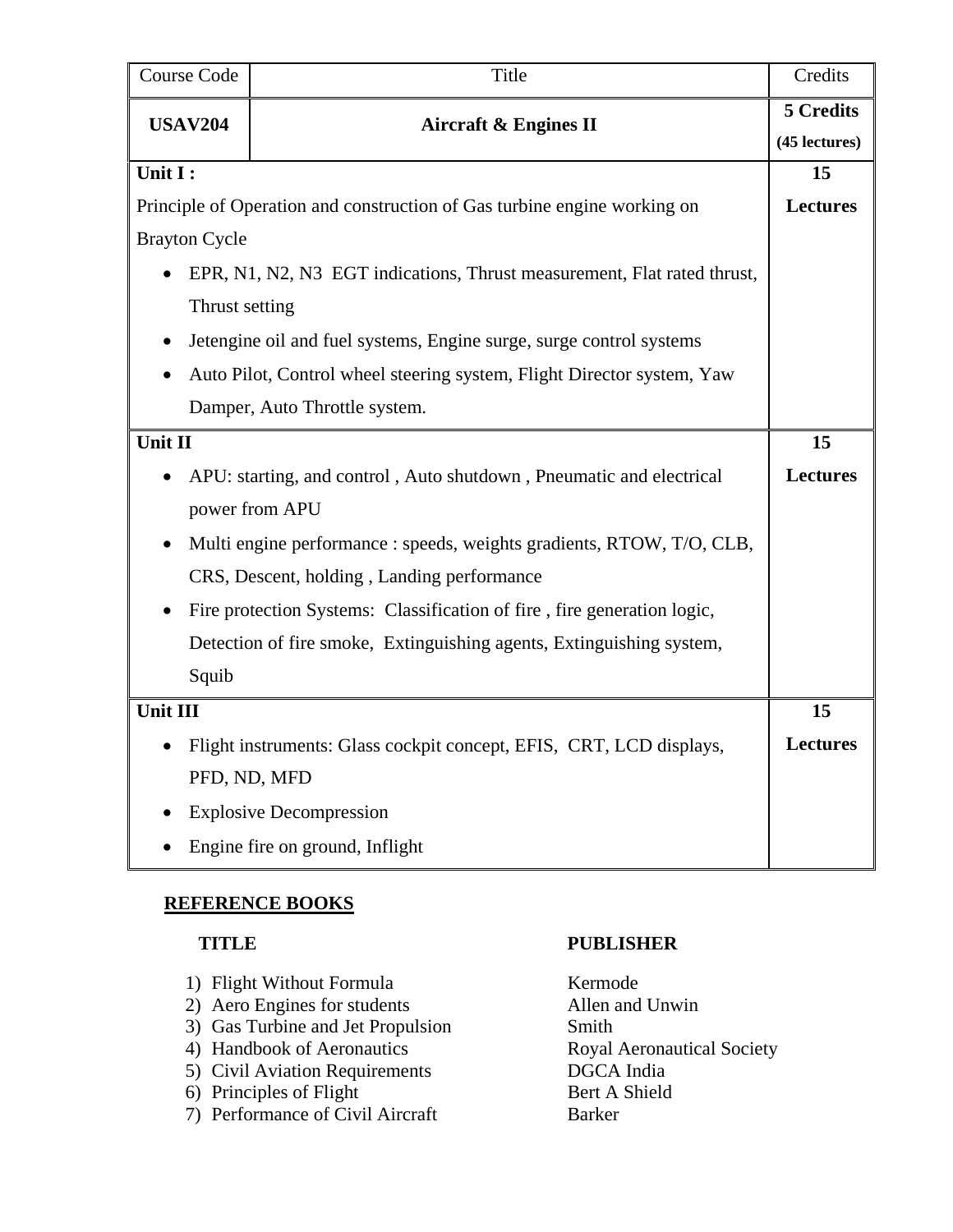| Course Code | Title | Credits |
| --- | --- | --- |
| **USAV204** | **Aircraft & Engines II** | **5 Credits** **(45 lectures)** |
| **Unit I :** Principle of Operation and construction of Gas turbine engine working on Brayton Cycle<br>• EPR, N1, N2, N3 EGT indications, Thrust measurement, Flat rated thrust, Thrust setting<br>• Jetengine oil and fuel systems, Engine surge, surge control systems<br>• Auto Pilot, Control wheel steering system, Flight Director system, Yaw Damper, Auto Throttle system. | | **15 Lectures** |
| **Unit II**<br>• APU: starting, and control , Auto shutdown , Pneumatic and electrical power from APU<br>• Multi engine performance : speeds, weights gradients, RTOW, T/O, CLB, CRS, Descent, holding , Landing performance<br>• Fire protection Systems: Classification of fire , fire generation logic, Detection of fire smoke, Extinguishing agents, Extinguishing system, Squib | | **15 Lectures** |
| **Unit III**<br>• Flight instruments: Glass cockpit concept, EFIS, CRT, LCD displays, PFD, ND, MFD<br>• Explosive Decompression<br>• Engine fire on ground, Inflight | | **15 Lectures** |

## REFERENCE BOOKS

| TITLE | PUBLISHER |
| --- | --- |
| 1) Flight Without Formula | Kermode |
| 2) Aero Engines for students | Allen and Unwin |
| 3) Gas Turbine and Jet Propulsion | Smith |
| 4) Handbook of Aeronautics | Royal Aeronautical Society |
| 5) Civil Aviation Requirements | DGCA India |
| 6) Principles of Flight | Bert A Shield |
| 7) Performance of Civil Aircraft | Barker |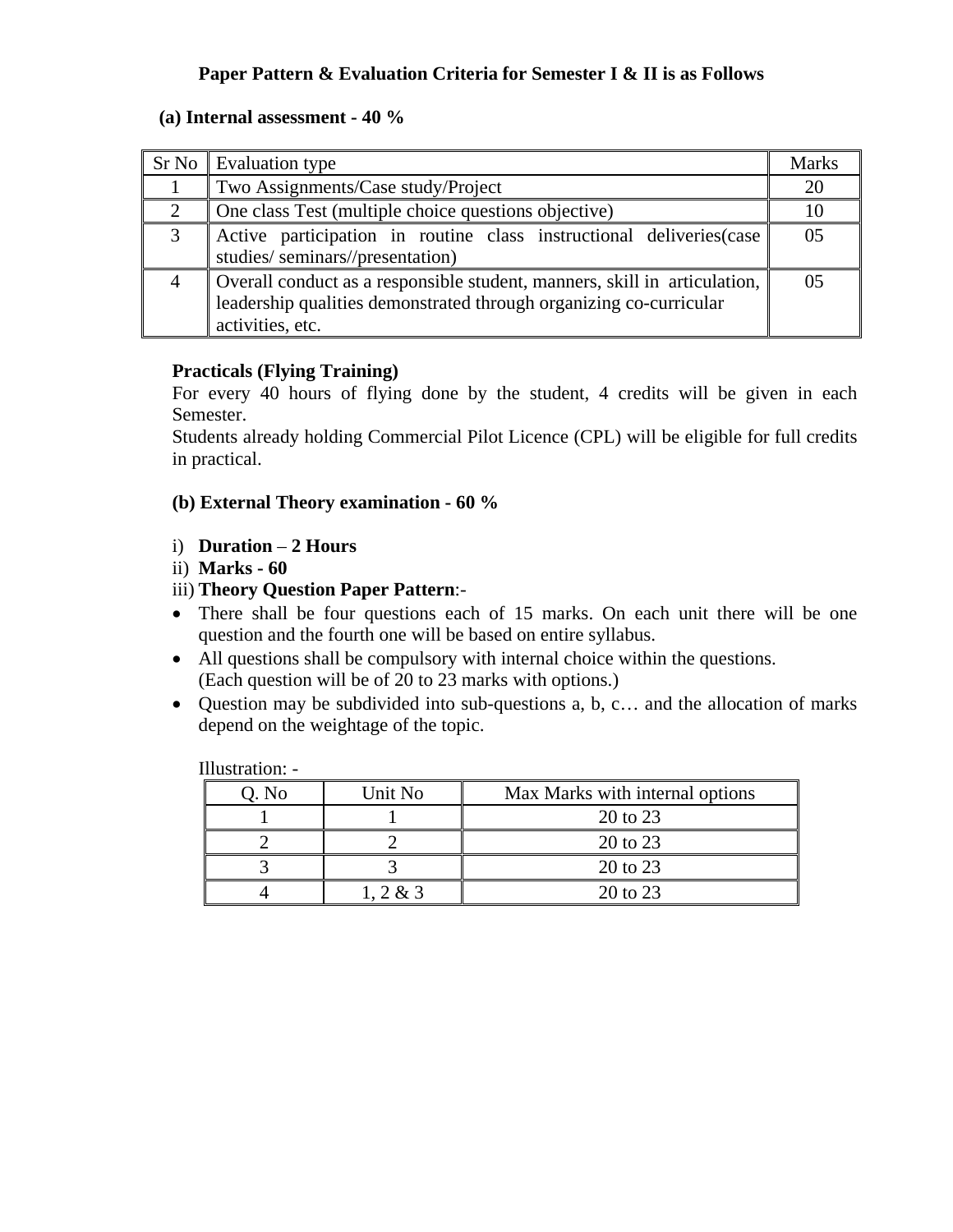### Paper Pattern & Evaluation Criteria for Semester I & II is as Follows

**(a) Internal assessment - 40 %**

| Sr No | Evaluation type | Marks |
|---|---|---|
| 1 | Two Assignments/Case study/Project | 20 |
| 2 | One class Test (multiple choice questions objective) | 10 |
| 3 | Active participation in routine class instructional deliveries(case studies/ seminars//presentation) | 05 |
| 4 | Overall conduct as a responsible student, manners, skill in articulation, leadership qualities demonstrated through organizing co-curricular activities, etc. | 05 |

**Practicals (Flying Training)**

For every 40 hours of flying done by the student, 4 credits will be given in each Semester.

Students already holding Commercial Pilot Licence (CPL) will be eligible for full credits in practical.

**(b) External Theory examination - 60 %**

i) **Duration** – **2 Hours**

ii) **Marks - 60**

iii) **Theory Question Paper Pattern**:-

- There shall be four questions each of 15 marks. On each unit there will be one question and the fourth one will be based on entire syllabus.
- All questions shall be compulsory with internal choice within the questions.
  (Each question will be of 20 to 23 marks with options.)
- Question may be subdivided into sub-questions a, b, c… and the allocation of marks depend on the weightage of the topic.

Illustration: -

| Q. No | Unit No | Max Marks with internal options |
|---|---|---|
| 1 | 1 | 20 to 23 |
| 2 | 2 | 20 to 23 |
| 3 | 3 | 20 to 23 |
| 4 | 1, 2 & 3 | 20 to 23 |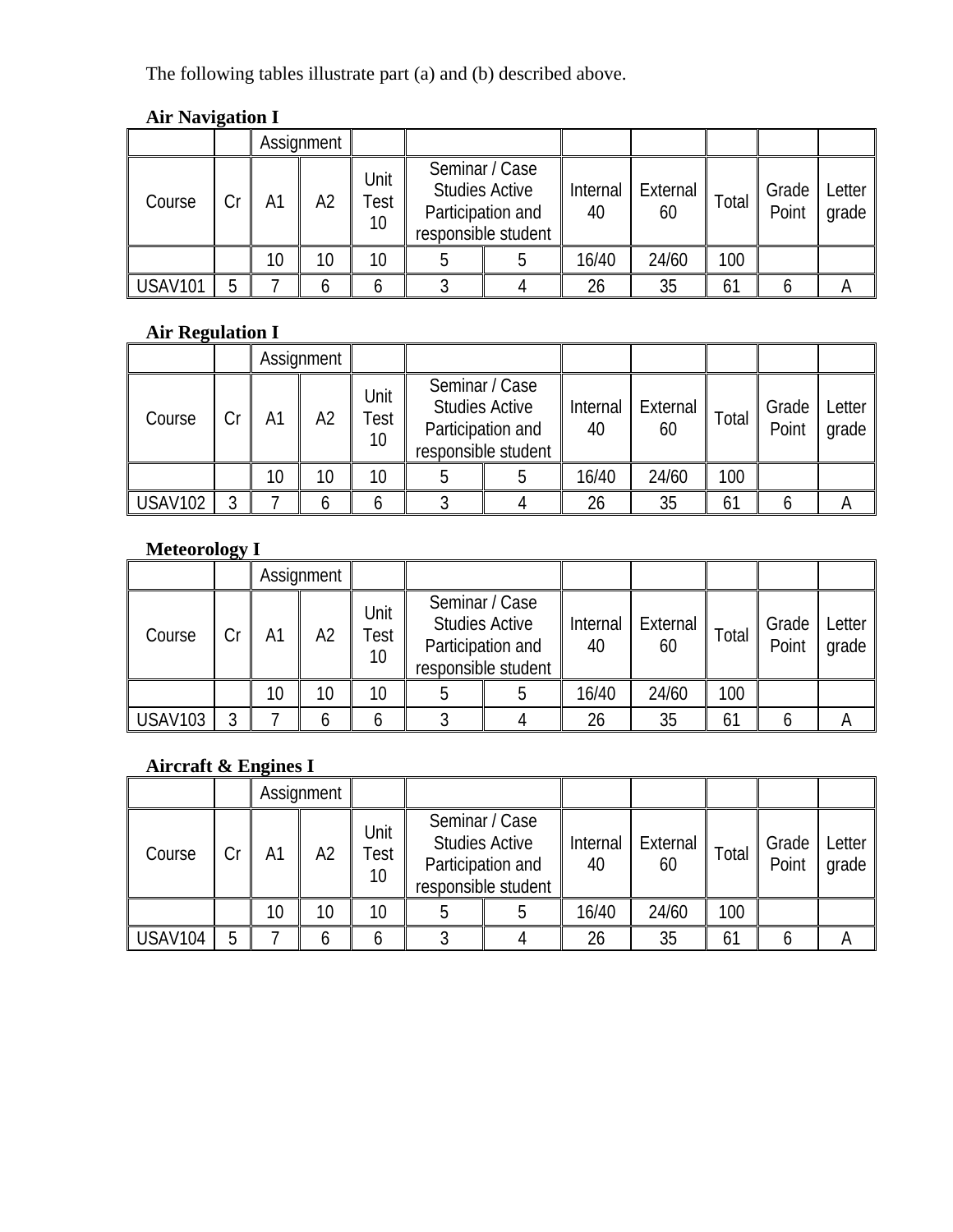The following tables illustrate part (a) and (b) described above.

**Air Navigation I**

| | | Assignment | | | | | | | | | |
|---|---|---|---|---|---|---|---|---|---|---|---|
| Course | Cr | A1 | A2 | Unit Test 10 | Seminar / Case Studies Active Participation and responsible student | | Internal 40 | External 60 | Total | Grade Point | Letter grade |
| | | 10 | 10 | 10 | 5 | 5 | 16/40 | 24/60 | 100 | | |
| USAV101 | 5 | 7 | 6 | 6 | 3 | 4 | 26 | 35 | 61 | 6 | A |

**Air Regulation I**

| | | Assignment | | | | | | | | | |
|---|---|---|---|---|---|---|---|---|---|---|---|
| Course | Cr | A1 | A2 | Unit Test 10 | Seminar / Case Studies Active Participation and responsible student | | Internal 40 | External 60 | Total | Grade Point | Letter grade |
| | | 10 | 10 | 10 | 5 | 5 | 16/40 | 24/60 | 100 | | |
| USAV102 | 3 | 7 | 6 | 6 | 3 | 4 | 26 | 35 | 61 | 6 | A |

**Meteorology I**

| | | Assignment | | | | | | | | | |
|---|---|---|---|---|---|---|---|---|---|---|---|
| Course | Cr | A1 | A2 | Unit Test 10 | Seminar / Case Studies Active Participation and responsible student | | Internal 40 | External 60 | Total | Grade Point | Letter grade |
| | | 10 | 10 | 10 | 5 | 5 | 16/40 | 24/60 | 100 | | |
| USAV103 | 3 | 7 | 6 | 6 | 3 | 4 | 26 | 35 | 61 | 6 | A |

**Aircraft & Engines I**

| | | Assignment | | | | | | | | | |
|---|---|---|---|---|---|---|---|---|---|---|---|
| Course | Cr | A1 | A2 | Unit Test 10 | Seminar / Case Studies Active Participation and responsible student | | Internal 40 | External 60 | Total | Grade Point | Letter grade |
| | | 10 | 10 | 10 | 5 | 5 | 16/40 | 24/60 | 100 | | |
| USAV104 | 5 | 7 | 6 | 6 | 3 | 4 | 26 | 35 | 61 | 6 | A |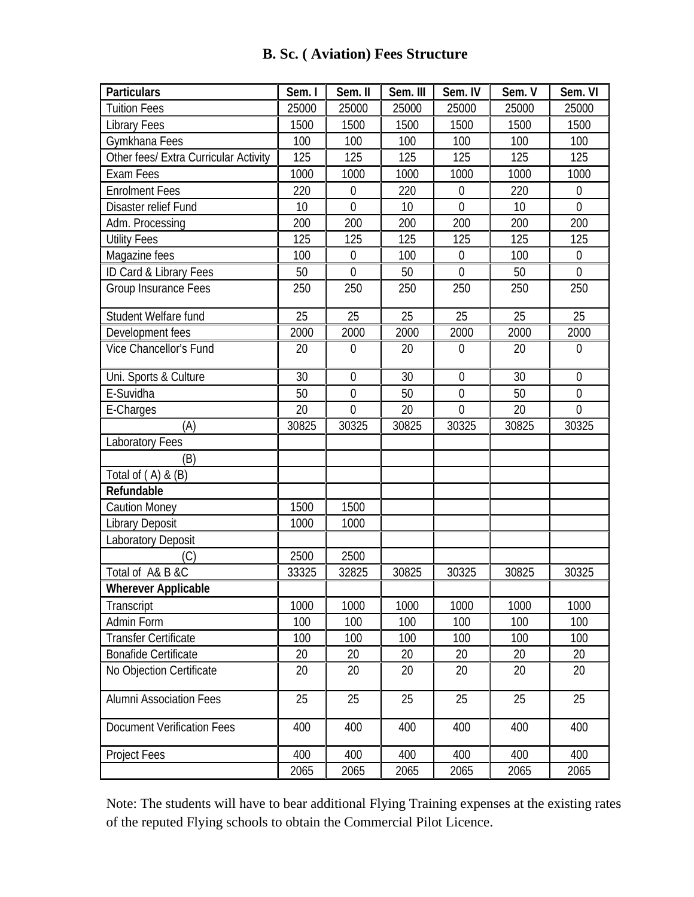## B. Sc. ( Aviation) Fees Structure

| Particulars | Sem. I | Sem. II | Sem. III | Sem. IV | Sem. V | Sem. VI |
|---|---|---|---|---|---|---|
| Tuition Fees | 25000 | 25000 | 25000 | 25000 | 25000 | 25000 |
| Library Fees | 1500 | 1500 | 1500 | 1500 | 1500 | 1500 |
| Gymkhana Fees | 100 | 100 | 100 | 100 | 100 | 100 |
| Other fees/ Extra Curricular Activity | 125 | 125 | 125 | 125 | 125 | 125 |
| Exam Fees | 1000 | 1000 | 1000 | 1000 | 1000 | 1000 |
| Enrolment Fees | 220 | 0 | 220 | 0 | 220 | 0 |
| Disaster relief Fund | 10 | 0 | 10 | 0 | 10 | 0 |
| Adm. Processing | 200 | 200 | 200 | 200 | 200 | 200 |
| Utility Fees | 125 | 125 | 125 | 125 | 125 | 125 |
| Magazine fees | 100 | 0 | 100 | 0 | 100 | 0 |
| ID Card & Library Fees | 50 | 0 | 50 | 0 | 50 | 0 |
| Group Insurance Fees | 250 | 250 | 250 | 250 | 250 | 250 |
| Student Welfare fund | 25 | 25 | 25 | 25 | 25 | 25 |
| Development fees | 2000 | 2000 | 2000 | 2000 | 2000 | 2000 |
| Vice Chancellor's Fund | 20 | 0 | 20 | 0 | 20 | 0 |
| Uni. Sports & Culture | 30 | 0 | 30 | 0 | 30 | 0 |
| E-Suvidha | 50 | 0 | 50 | 0 | 50 | 0 |
| E-Charges | 20 | 0 | 20 | 0 | 20 | 0 |
| (A) | 30825 | 30325 | 30825 | 30325 | 30825 | 30325 |
| Laboratory Fees | | | | | | |
| (B) | | | | | | |
| Total of ( A) & (B) | | | | | | |
| **Refundable** | | | | | | |
| Caution Money | 1500 | 1500 | | | | |
| Library Deposit | 1000 | 1000 | | | | |
| Laboratory Deposit | | | | | | |
| (C) | 2500 | 2500 | | | | |
| Total of A& B &C | 33325 | 32825 | 30825 | 30325 | 30825 | 30325 |
| **Wherever Applicable** | | | | | | |
| Transcript | 1000 | 1000 | 1000 | 1000 | 1000 | 1000 |
| Admin Form | 100 | 100 | 100 | 100 | 100 | 100 |
| Transfer Certificate | 100 | 100 | 100 | 100 | 100 | 100 |
| Bonafide Certificate | 20 | 20 | 20 | 20 | 20 | 20 |
| No Objection Certificate | 20 | 20 | 20 | 20 | 20 | 20 |
| Alumni Association Fees | 25 | 25 | 25 | 25 | 25 | 25 |
| Document Verification Fees | 400 | 400 | 400 | 400 | 400 | 400 |
| Project Fees | 400 | 400 | 400 | 400 | 400 | 400 |
| | 2065 | 2065 | 2065 | 2065 | 2065 | 2065 |

Note: The students will have to bear additional Flying Training expenses at the existing rates of the reputed Flying schools to obtain the Commercial Pilot Licence.